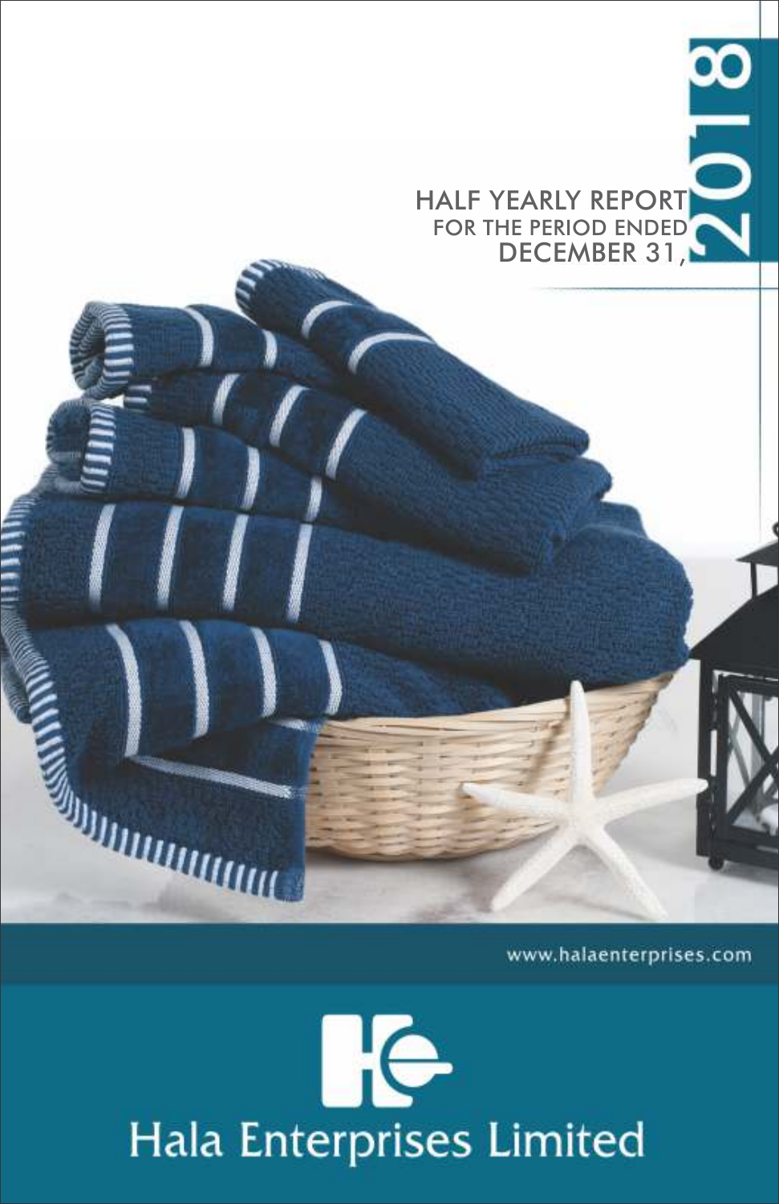# HALF YEARLY REPORT

FOR THE PERIOD ENDED
DECEMBER 31, 2018

www.halaenterprises.com

## Hala Enterprises Limited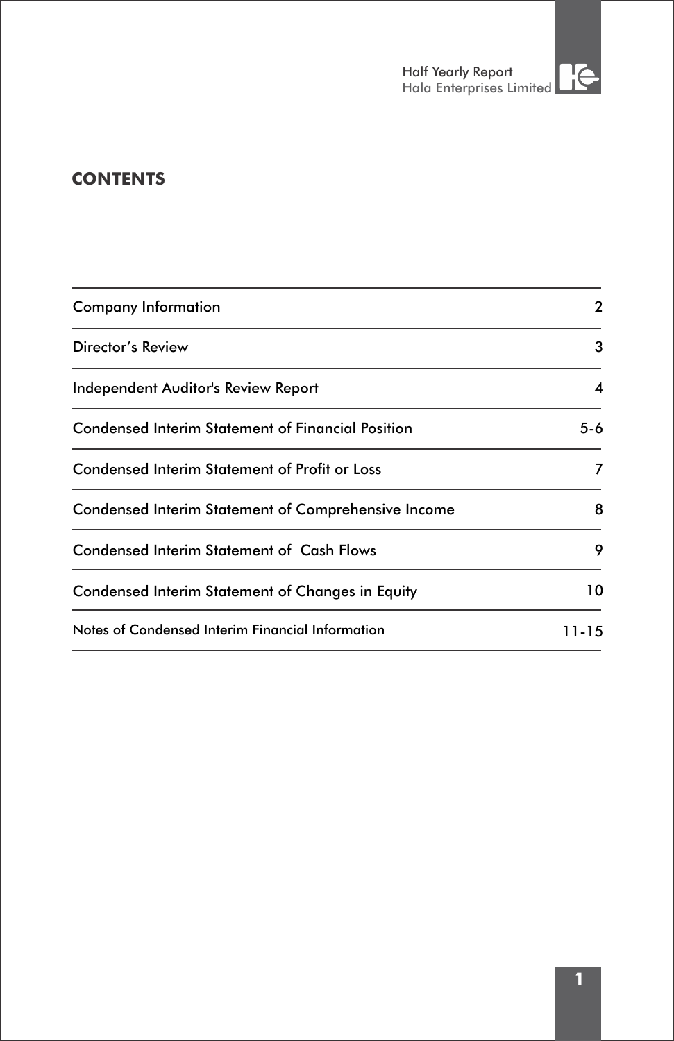## CONTENTS

| | |
|---|---|
| Company Information | 2 |
| Director's Review | 3 |
| Independent Auditor's Review Report | 4 |
| Condensed Interim Statement of Financial Position | 5-6 |
| Condensed Interim Statement of Profit or Loss | 7 |
| Condensed Interim Statement of Comprehensive Income | 8 |
| Condensed Interim Statement of Cash Flows | 9 |
| Condensed Interim Statement of Changes in Equity | 10 |
| Notes of Condensed Interim Financial Information | 11-15 |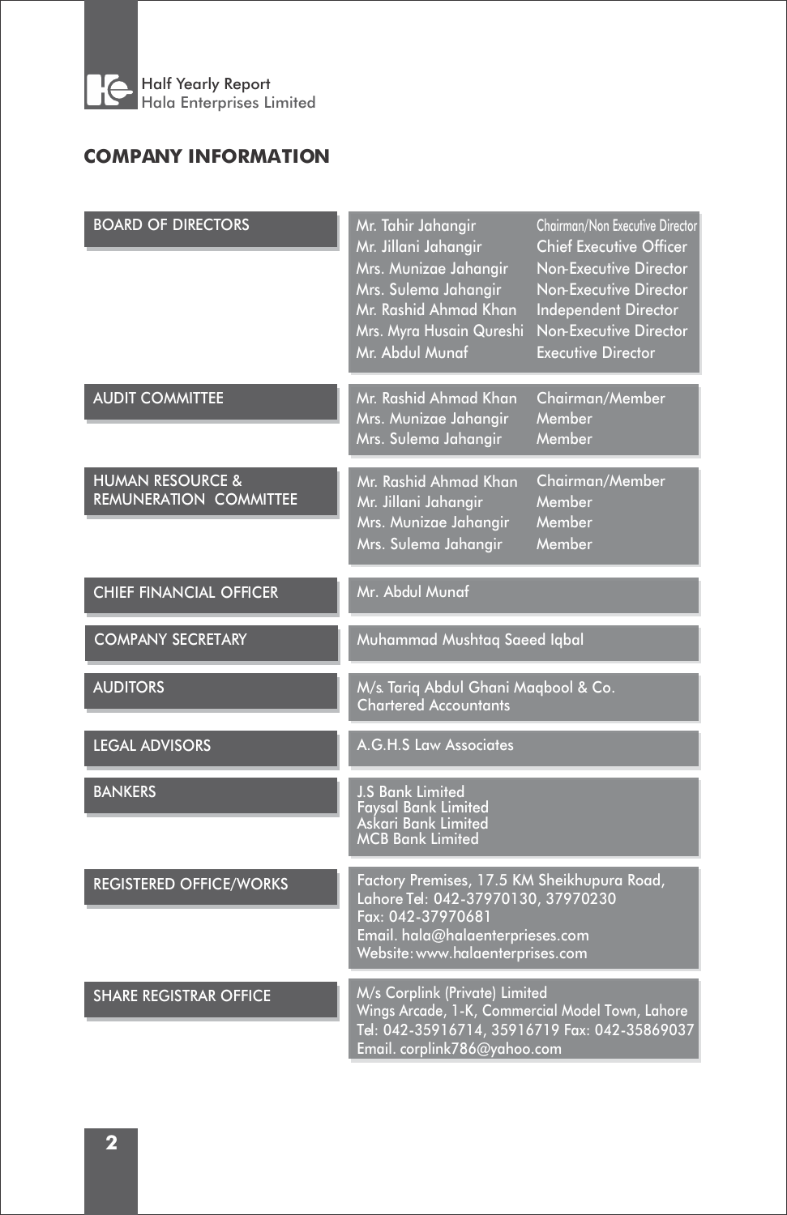## COMPANY INFORMATION

| | | |
|---|---|---|
| BOARD OF DIRECTORS | Mr. Tahir Jahangir | Chairman/Non Executive Director |
| | Mr. Jillani Jahangir | Chief Executive Officer |
| | Mrs. Munizae Jahangir | Non-Executive Director |
| | Mrs. Sulema Jahangir | Non-Executive Director |
| | Mr. Rashid Ahmad Khan | Independent Director |
| | Mrs. Myra Husain Qureshi | Non-Executive Director |
| | Mr. Abdul Munaf | Executive Director |
| AUDIT COMMITTEE | Mr. Rashid Ahmad Khan | Chairman/Member |
| | Mrs. Munizae Jahangir | Member |
| | Mrs. Sulema Jahangir | Member |
| HUMAN RESOURCE & REMUNERATION COMMITTEE | Mr. Rashid Ahmad Khan | Chairman/Member |
| | Mr. Jillani Jahangir | Member |
| | Mrs. Munizae Jahangir | Member |
| | Mrs. Sulema Jahangir | Member |
| CHIEF FINANCIAL OFFICER | Mr. Abdul Munaf | |
| COMPANY SECRETARY | Muhammad Mushtaq Saeed Iqbal | |
| AUDITORS | M/s. Tariq Abdul Ghani Maqbool & Co. Chartered Accountants | |
| LEGAL ADVISORS | A.G.H.S Law Associates | |
| BANKERS | J.S Bank Limited<br>Faysal Bank Limited<br>Askari Bank Limited<br>MCB Bank Limited | |
| REGISTERED OFFICE/WORKS | Factory Premises, 17.5 KM Sheikhupura Road, Lahore Tel: 042-37970130, 37970230<br>Fax: 042-37970681<br>Email. hala@halaenterprieses.com<br>Website: www.halaenterprises.com | |
| SHARE REGISTRAR OFFICE | M/s Corplink (Private) Limited<br>Wings Arcade, 1-K, Commercial Model Town, Lahore<br>Tel: 042-35916714, 35916719 Fax: 042-35869037<br>Email. corplink786@yahoo.com | |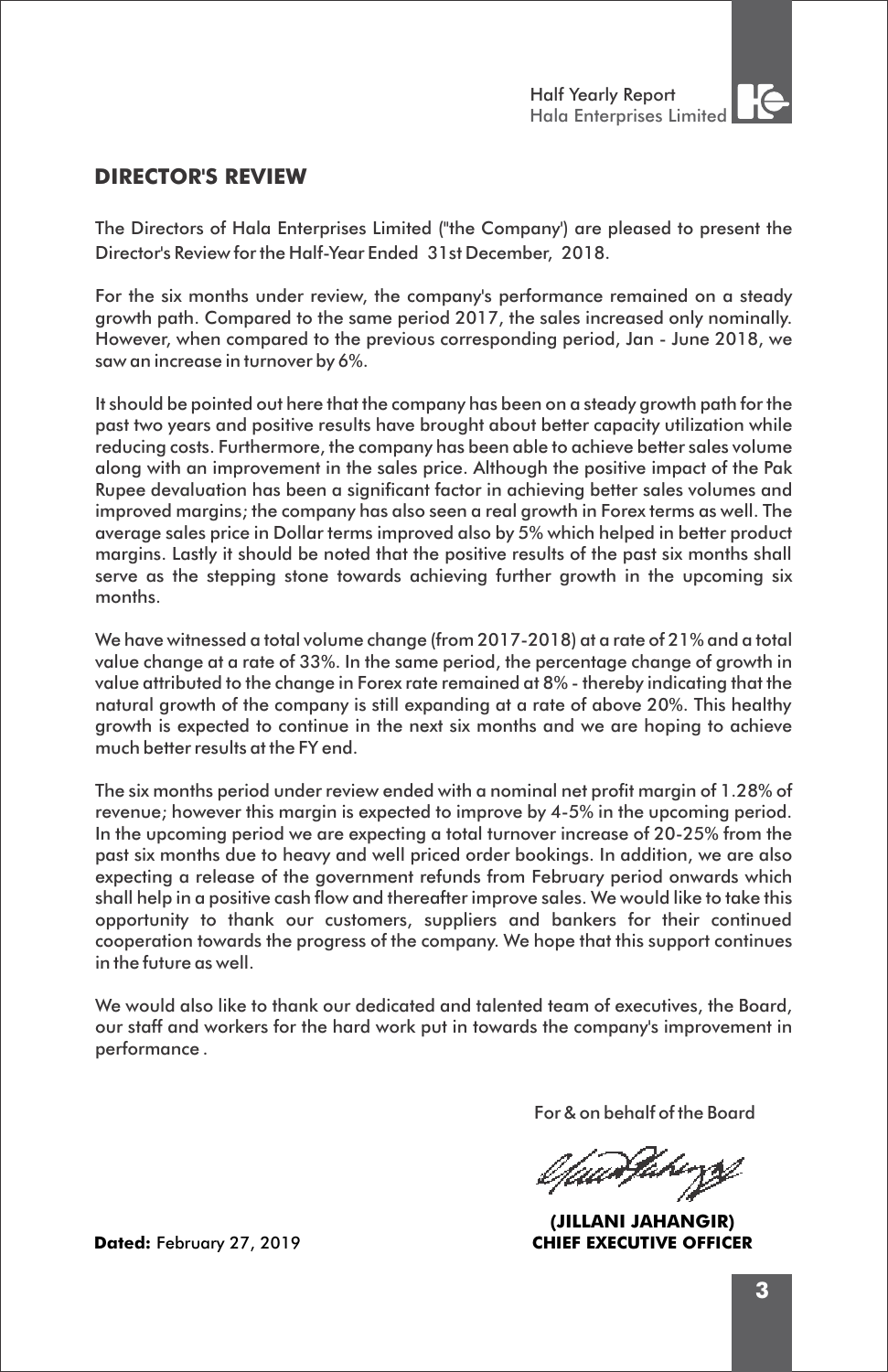## DIRECTOR'S REVIEW

The Directors of Hala Enterprises Limited ("the Company') are pleased to present the Director's Review for the Half-Year Ended 31st December, 2018.

For the six months under review, the company's performance remained on a steady growth path. Compared to the same period 2017, the sales increased only nominally. However, when compared to the previous corresponding period, Jan - June 2018, we saw an increase in turnover by 6%.

It should be pointed out here that the company has been on a steady growth path for the past two years and positive results have brought about better capacity utilization while reducing costs. Furthermore, the company has been able to achieve better sales volume along with an improvement in the sales price. Although the positive impact of the Pak Rupee devaluation has been a significant factor in achieving better sales volumes and improved margins; the company has also seen a real growth in Forex terms as well. The average sales price in Dollar terms improved also by 5% which helped in better product margins. Lastly it should be noted that the positive results of the past six months shall serve as the stepping stone towards achieving further growth in the upcoming six months.

We have witnessed a total volume change (from 2017-2018) at a rate of 21% and a total value change at a rate of 33%. In the same period, the percentage change of growth in value attributed to the change in Forex rate remained at 8% - thereby indicating that the natural growth of the company is still expanding at a rate of above 20%. This healthy growth is expected to continue in the next six months and we are hoping to achieve much better results at the FY end.

The six months period under review ended with a nominal net profit margin of 1.28% of revenue; however this margin is expected to improve by 4-5% in the upcoming period. In the upcoming period we are expecting a total turnover increase of 20-25% from the past six months due to heavy and well priced order bookings. In addition, we are also expecting a release of the government refunds from February period onwards which shall help in a positive cash flow and thereafter improve sales. We would like to take this opportunity to thank our customers, suppliers and bankers for their continued cooperation towards the progress of the company. We hope that this support continues in the future as well.

We would also like to thank our dedicated and talented team of executives, the Board, our staff and workers for the hard work put in towards the company's improvement in performance .

For & on behalf of the Board

**(JILLANI JAHANGIR)**
**CHIEF EXECUTIVE OFFICER**

**Dated:** February 27, 2019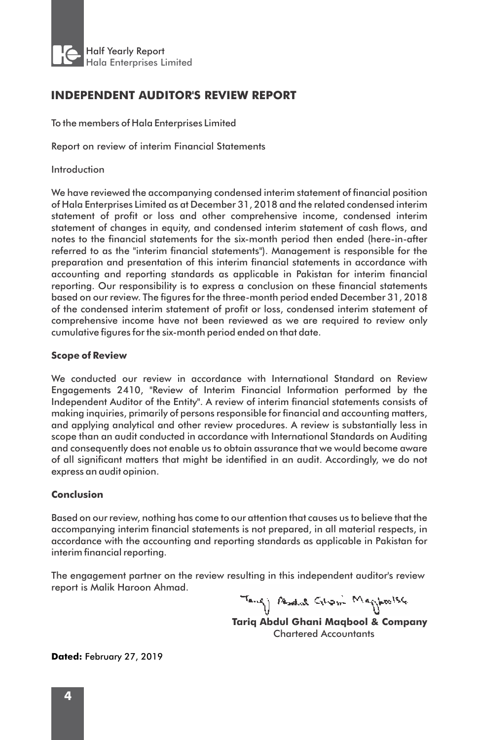# INDEPENDENT AUDITOR'S REVIEW REPORT

To the members of Hala Enterprises Limited

Report on review of interim Financial Statements

Introduction

We have reviewed the accompanying condensed interim statement of financial position of Hala Enterprises Limited as at December 31, 2018 and the related condensed interim statement of profit or loss and other comprehensive income, condensed interim statement of changes in equity, and condensed interim statement of cash flows, and notes to the financial statements for the six-month period then ended (here-in-after referred to as the "interim financial statements"). Management is responsible for the preparation and presentation of this interim financial statements in accordance with accounting and reporting standards as applicable in Pakistan for interim financial reporting. Our responsibility is to express a conclusion on these financial statements based on our review. The figures for the three-month period ended December 31, 2018 of the condensed interim statement of profit or loss, condensed interim statement of comprehensive income have not been reviewed as we are required to review only cumulative figures for the six-month period ended on that date.

**Scope of Review**

We conducted our review in accordance with International Standard on Review Engagements 2410, "Review of Interim Financial Information performed by the Independent Auditor of the Entity". A review of interim financial statements consists of making inquiries, primarily of persons responsible for financial and accounting matters, and applying analytical and other review procedures. A review is substantially less in scope than an audit conducted in accordance with International Standards on Auditing and consequently does not enable us to obtain assurance that we would become aware of all significant matters that might be identified in an audit. Accordingly, we do not express an audit opinion.

**Conclusion**

Based on our review, nothing has come to our attention that causes us to believe that the accompanying interim financial statements is not prepared, in all material respects, in accordance with the accounting and reporting standards as applicable in Pakistan for interim financial reporting.

The engagement partner on the review resulting in this independent auditor's review report is Malik Haroon Ahmad.

**Tariq Abdul Ghani Maqbool & Company**
Chartered Accountants

**Dated:** February 27, 2019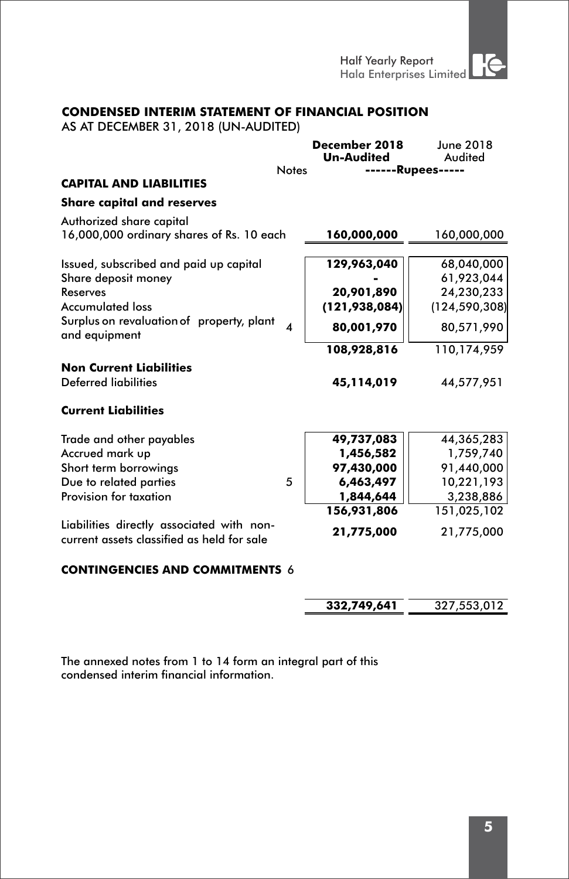## CONDENSED INTERIM STATEMENT OF FINANCIAL POSITION

AS AT DECEMBER 31, 2018 (UN-AUDITED)

| | Notes | December 2018 Un-Audited | June 2018 Audited |
|---|---|---|---|
| | | ------Rupees----- | |
| **CAPITAL AND LIABILITIES** | | | |
| **Share capital and reserves** | | | |
| Authorized share capital 16,000,000 ordinary shares of Rs. 10 each | | **160,000,000** | 160,000,000 |
| Issued, subscribed and paid up capital | | **129,963,040** | 68,040,000 |
| Share deposit money | | **-** | 61,923,044 |
| Reserves | | **20,901,890** | 24,230,233 |
| Accumulated loss | | **(121,938,084)** | (124,590,308) |
| Surplus on revaluation of property, plant and equipment | 4 | **80,001,970** | 80,571,990 |
| | | **108,928,816** | 110,174,959 |
| **Non Current Liabilities** | | | |
| Deferred liabilities | | **45,114,019** | 44,577,951 |
| **Current Liabilities** | | | |
| Trade and other payables | | **49,737,083** | 44,365,283 |
| Accrued mark up | | **1,456,582** | 1,759,740 |
| Short term borrowings | | **97,430,000** | 91,440,000 |
| Due to related parties | 5 | **6,463,497** | 10,221,193 |
| Provision for taxation | | **1,844,644** | 3,238,886 |
| | | **156,931,806** | 151,025,102 |
| Liabilities directly associated with non-current assets classified as held for sale | | **21,775,000** | 21,775,000 |
| **CONTINGENCIES AND COMMITMENTS** | 6 | | |
| | | **332,749,641** | 327,553,012 |

The annexed notes from 1 to 14 form an integral part of this condensed interim financial information.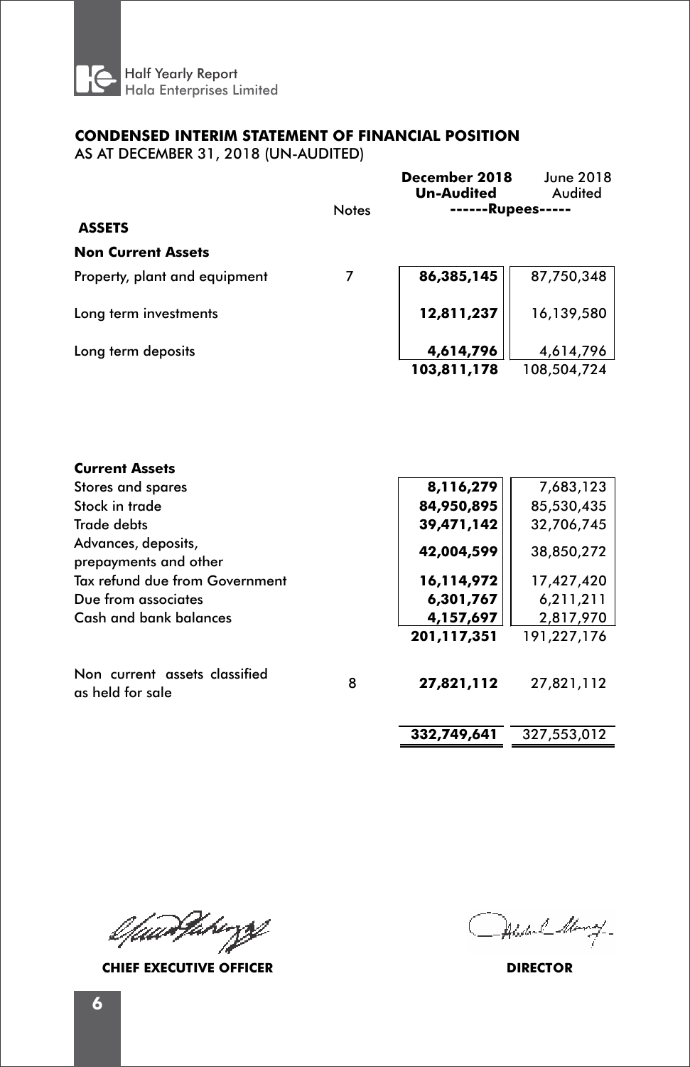## CONDENSED INTERIM STATEMENT OF FINANCIAL POSITION

AS AT DECEMBER 31, 2018 (UN-AUDITED)

| | Notes | **December 2018 Un-Audited** | June 2018 Audited |
|---|---|---|---|
| | | ------Rupees----- | |
| **ASSETS** | | | |
| **Non Current Assets** | | | |
| Property, plant and equipment | 7 | **86,385,145** | 87,750,348 |
| Long term investments | | **12,811,237** | 16,139,580 |
| Long term deposits | | **4,614,796** | 4,614,796 |
| | | **103,811,178** | 108,504,724 |
| **Current Assets** | | | |
| Stores and spares | | **8,116,279** | 7,683,123 |
| Stock in trade | | **84,950,895** | 85,530,435 |
| Trade debts | | **39,471,142** | 32,706,745 |
| Advances, deposits, prepayments and other | | **42,004,599** | 38,850,272 |
| Tax refund due from Government | | **16,114,972** | 17,427,420 |
| Due from associates | | **6,301,767** | 6,211,211 |
| Cash and bank balances | | **4,157,697** | 2,817,970 |
| | | **201,117,351** | 191,227,176 |
| Non current assets classified as held for sale | 8 | **27,821,112** | 27,821,112 |
| | | **332,749,641** | 327,553,012 |

**CHIEF EXECUTIVE OFFICER** **DIRECTOR**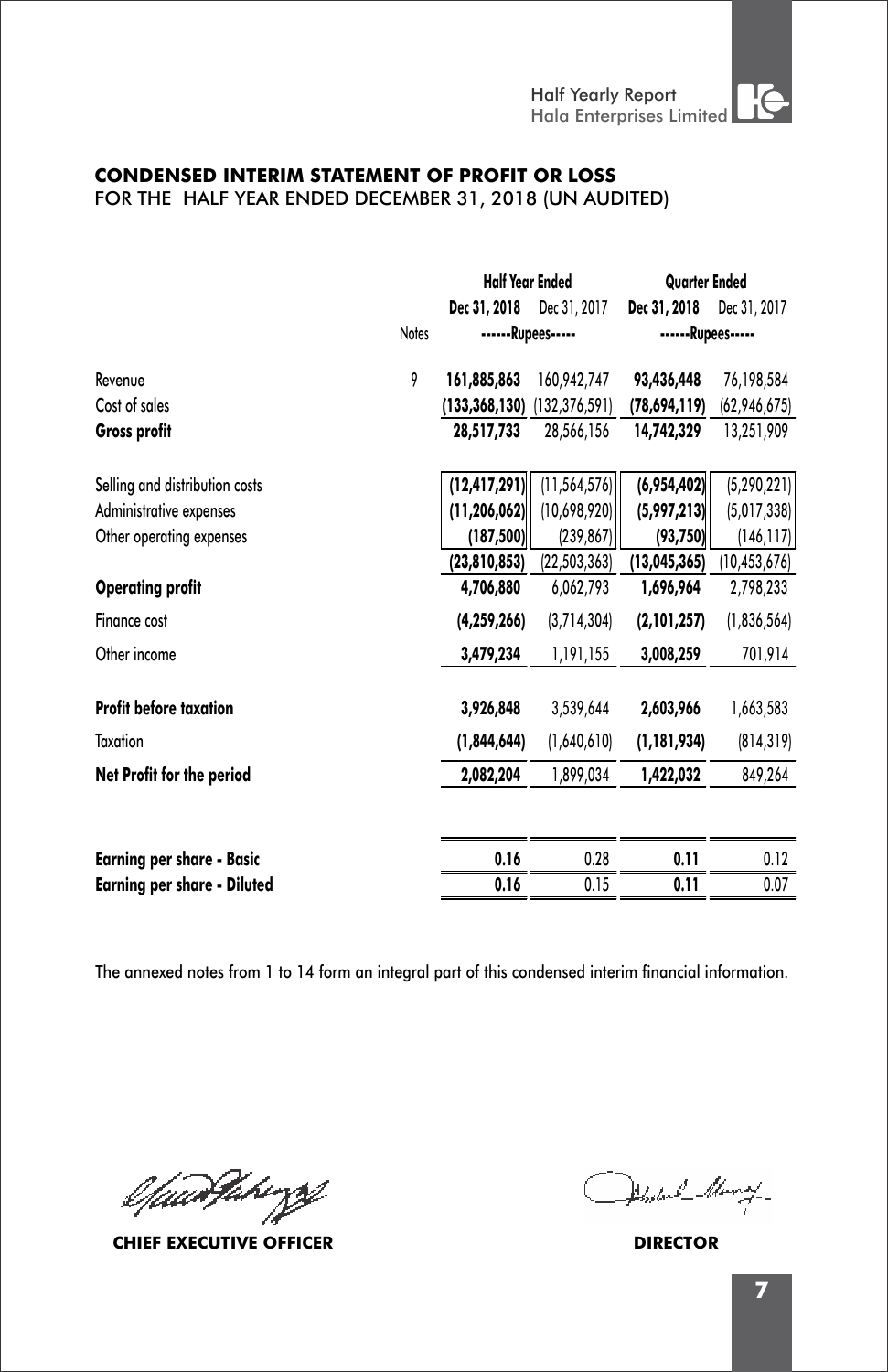## CONDENSED INTERIM STATEMENT OF PROFIT OR LOSS
FOR THE HALF YEAR ENDED DECEMBER 31, 2018 (UN AUDITED)

| | Notes | Half Year Ended | | Quarter Ended | |
|---|---|---|---|---|---|
| | | **Dec 31, 2018** | Dec 31, 2017 | **Dec 31, 2018** | Dec 31, 2017 |
| | | ------Rupees----- | | ------Rupees----- | |
| Revenue | 9 | **161,885,863** | 160,942,747 | **93,436,448** | 76,198,584 |
| Cost of sales | | **(133,368,130)** | (132,376,591) | **(78,694,119)** | (62,946,675) |
| **Gross profit** | | **28,517,733** | 28,566,156 | **14,742,329** | 13,251,909 |
| Selling and distribution costs | | **(12,417,291)** | (11,564,576) | **(6,954,402)** | (5,290,221) |
| Administrative expenses | | **(11,206,062)** | (10,698,920) | **(5,997,213)** | (5,017,338) |
| Other operating expenses | | **(187,500)** | (239,867) | **(93,750)** | (146,117) |
| | | **(23,810,853)** | (22,503,363) | **(13,045,365)** | (10,453,676) |
| **Operating profit** | | **4,706,880** | 6,062,793 | **1,696,964** | 2,798,233 |
| Finance cost | | **(4,259,266)** | (3,714,304) | **(2,101,257)** | (1,836,564) |
| Other income | | **3,479,234** | 1,191,155 | **3,008,259** | 701,914 |
| **Profit before taxation** | | **3,926,848** | 3,539,644 | **2,603,966** | 1,663,583 |
| Taxation | | **(1,844,644)** | (1,640,610) | **(1,181,934)** | (814,319) |
| **Net Profit for the period** | | **2,082,204** | 1,899,034 | **1,422,032** | 849,264 |
| **Earning per share - Basic** | | **0.16** | 0.28 | **0.11** | 0.12 |
| **Earning per share - Diluted** | | **0.16** | 0.15 | **0.11** | 0.07 |

The annexed notes from 1 to 14 form an integral part of this condensed interim financial information.

**CHIEF EXECUTIVE OFFICER** **DIRECTOR**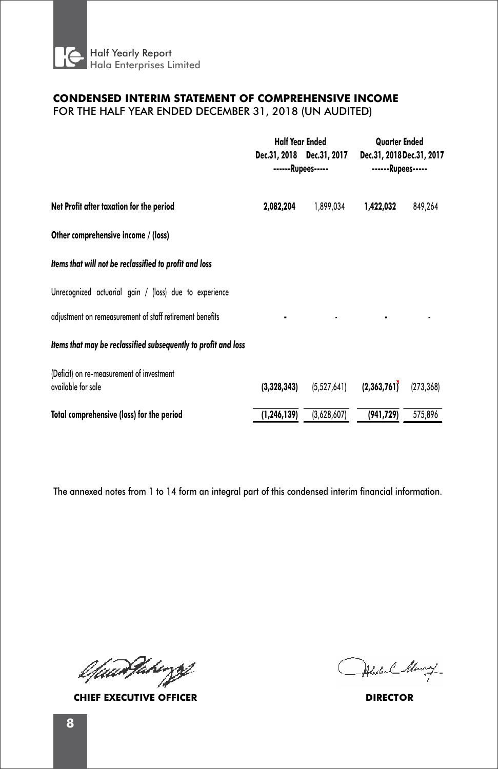# CONDENSED INTERIM STATEMENT OF COMPREHENSIVE INCOME

FOR THE HALF YEAR ENDED DECEMBER 31, 2018 (UN AUDITED)

| | Half Year Ended | | Quarter Ended | |
|---|---|---|---|---|
| | Dec.31, 2018 | Dec.31, 2017 | Dec.31, 2018 | Dec.31, 2017 |
| | ------Rupees----- | | ------Rupees----- | |
| **Net Profit after taxation for the period** | **2,082,204** | 1,899,034 | **1,422,032** | 849,264 |
| **Other comprehensive income / (loss)** | | | | |
| ***Items that will not be reclassified to profit and loss*** | | | | |
| Unrecognized actuarial gain / (loss) due to experience adjustment on remeasurement of staff retirement benefits | **-** | - | **-** | - |
| ***Items that may be reclassified subsequently to profit and loss*** | | | | |
| (Deficit) on re-measurement of investment available for sale | **(3,328,343)** | (5,527,641) | **(2,363,761)** | (273,368) |
| **Total comprehensive (loss) for the period** | **(1,246,139)** | (3,628,607) | **(941,729)** | 575,896 |

The annexed notes from 1 to 14 form an integral part of this condensed interim financial information.

**CHIEF EXECUTIVE OFFICER** | **DIRECTOR**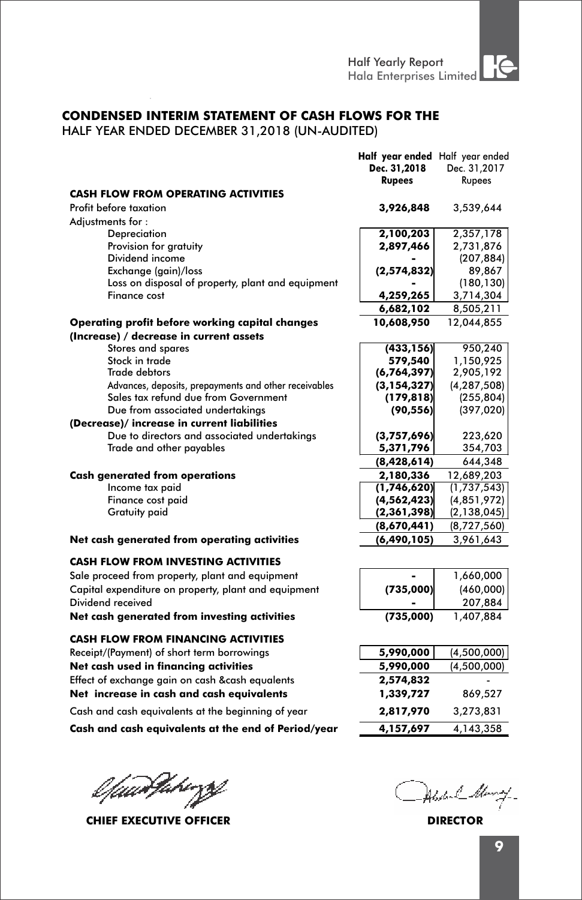# CONDENSED INTERIM STATEMENT OF CASH FLOWS FOR THE
HALF YEAR ENDED DECEMBER 31,2018 (UN-AUDITED)

| | Half year ended Dec. 31,2018 Rupees | Half year ended Dec. 31,2017 Rupees |
|---|---|---|
| **CASH FLOW FROM OPERATING ACTIVITIES** | | |
| Profit before taxation | **3,926,848** | 3,539,644 |
| Adjustments for : | | |
| Depreciation | **2,100,203** | 2,357,178 |
| Provision for gratuity | **2,897,466** | 2,731,876 |
| Dividend income | **-** | (207,884) |
| Exchange (gain)/loss | **(2,574,832)** | 89,867 |
| Loss on disposal of property, plant and equipment | **-** | (180,130) |
| Finance cost | **4,259,265** | 3,714,304 |
| | **6,682,102** | 8,505,211 |
| **Operating profit before working capital changes** | **10,608,950** | 12,044,855 |
| **(Increase) / decrease in current assets** | | |
| Stores and spares | **(433,156)** | 950,240 |
| Stock in trade | **579,540** | 1,150,925 |
| Trade debtors | **(6,764,397)** | 2,905,192 |
| Advances, deposits, prepayments and other receivables | **(3,154,327)** | (4,287,508) |
| Sales tax refund due from Government | **(179,818)** | (255,804) |
| Due from associated undertakings | **(90,556)** | (397,020) |
| **(Decrease)/ increase in current liabilities** | | |
| Due to directors and associated undertakings | **(3,757,696)** | 223,620 |
| Trade and other payables | **5,371,796** | 354,703 |
| | **(8,428,614)** | 644,348 |
| **Cash generated from operations** | **2,180,336** | 12,689,203 |
| Income tax paid | **(1,746,620)** | (1,737,543) |
| Finance cost paid | **(4,562,423)** | (4,851,972) |
| Gratuity paid | **(2,361,398)** | (2,138,045) |
| | **(8,670,441)** | (8,727,560) |
| **Net cash generated from operating activities** | **(6,490,105)** | 3,961,643 |
| **CASH FLOW FROM INVESTING ACTIVITIES** | | |
| Sale proceed from property, plant and equipment | **-** | 1,660,000 |
| Capital expenditure on property, plant and equipment | **(735,000)** | (460,000) |
| Dividend received | **-** | 207,884 |
| **Net cash generated from investing activities** | **(735,000)** | 1,407,884 |
| **CASH FLOW FROM FINANCING ACTIVITIES** | | |
| Receipt/(Payment) of short term borrowings | **5,990,000** | (4,500,000) |
| **Net cash used in financing activities** | **5,990,000** | (4,500,000) |
| Effect of exchange gain on cash &cash equalents | **2,574,832** | - |
| **Net increase in cash and cash equivalents** | **1,339,727** | 869,527 |
| Cash and cash equivalents at the beginning of year | **2,817,970** | 3,273,831 |
| **Cash and cash equivalents at the end of Period/year** | **4,157,697** | 4,143,358 |

**CHIEF EXECUTIVE OFFICER** **DIRECTOR**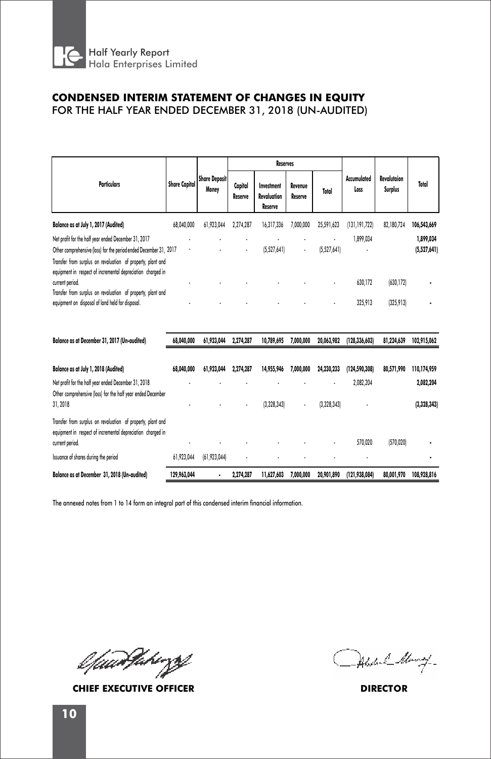## CONDENSED INTERIM STATEMENT OF CHANGES IN EQUITY
FOR THE HALF YEAR ENDED DECEMBER 31, 2018 (UN-AUDITED)

| Particulars | Share Capital | Share Deposit Money | Reserves | | | | Accumulated Loss | Revalutaion Surplus | Total |
|---|---|---|---|---|---|---|---|---|---|
| | | | Capital Reserve | Investment Revaluation Reserve | Revenue Reserve | Total | | | |
| **Balance as at July 1, 2017 (Audited)** | 68,040,000 | 61,923,044 | 2,274,287 | 16,317,336 | 7,000,000 | 25,591,623 | (131,191,722) | 82,180,724 | **106,543,669** |
| Net profit for the half year ended December 31, 2017 | - | - | - | - | - | - | 1,899,034 | | **1,899,034** |
| Other comprehensive (loss) for the period ended December 31, 2017 | - | - | - | (5,527,641) | - | (5,527,641) | - | | **(5,527,641)** |
| Transfer from surplus on revaluation of property, plant and equipment in respect of incremental depreciation charged in current period. | - | - | - | - | - | - | 630,172 | (630,172) | **-** |
| Transfer from surplus on revaluation of property, plant and equipment on disposal of land held for disposal. | - | - | - | - | - | - | 325,913 | (325,913) | **-** |
| **Balance as at December 31, 2017 (Un-audited)** | **68,040,000** | **61,923,044** | **2,274,287** | **10,789,695** | **7,000,000** | **20,063,982** | **(128,336,603)** | **81,224,639** | **102,915,062** |
| **Balance as at July 1, 2018 (Audited)** | **68,040,000** | **61,923,044** | **2,274,287** | **14,955,946** | **7,000,000** | **24,230,233** | **(124,590,308)** | **80,571,990** | **110,174,959** |
| Net profit for the half year ended December 31, 2018 | - | - | - | - | - | - | 2,082,204 | | **2,082,204** |
| Other comprehensive (loss) for the half year ended December 31, 2018 | - | - | - | (3,328,343) | - | (3,328,343) | - | | **(3,328,343)** |
| Transfer from surplus on revaluation of property, plant and equipment in respect of incremental depreciation charged in current period. | - | - | - | - | - | - | 570,020 | (570,020) | **-** |
| Issuance of shares during the period | 61,923,044 | (61,923,044) | - | - | - | - | - | | **-** |
| **Balance as at December 31, 2018 (Un-audited)** | **129,963,044** | **-** | **2,274,287** | **11,627,603** | **7,000,000** | **20,901,890** | **(121,938,084)** | **80,001,970** | **108,928,816** |

The annexed notes from 1 to 14 form an integral part of this condensed interim financial information.

**CHIEF EXECUTIVE OFFICER** | **DIRECTOR**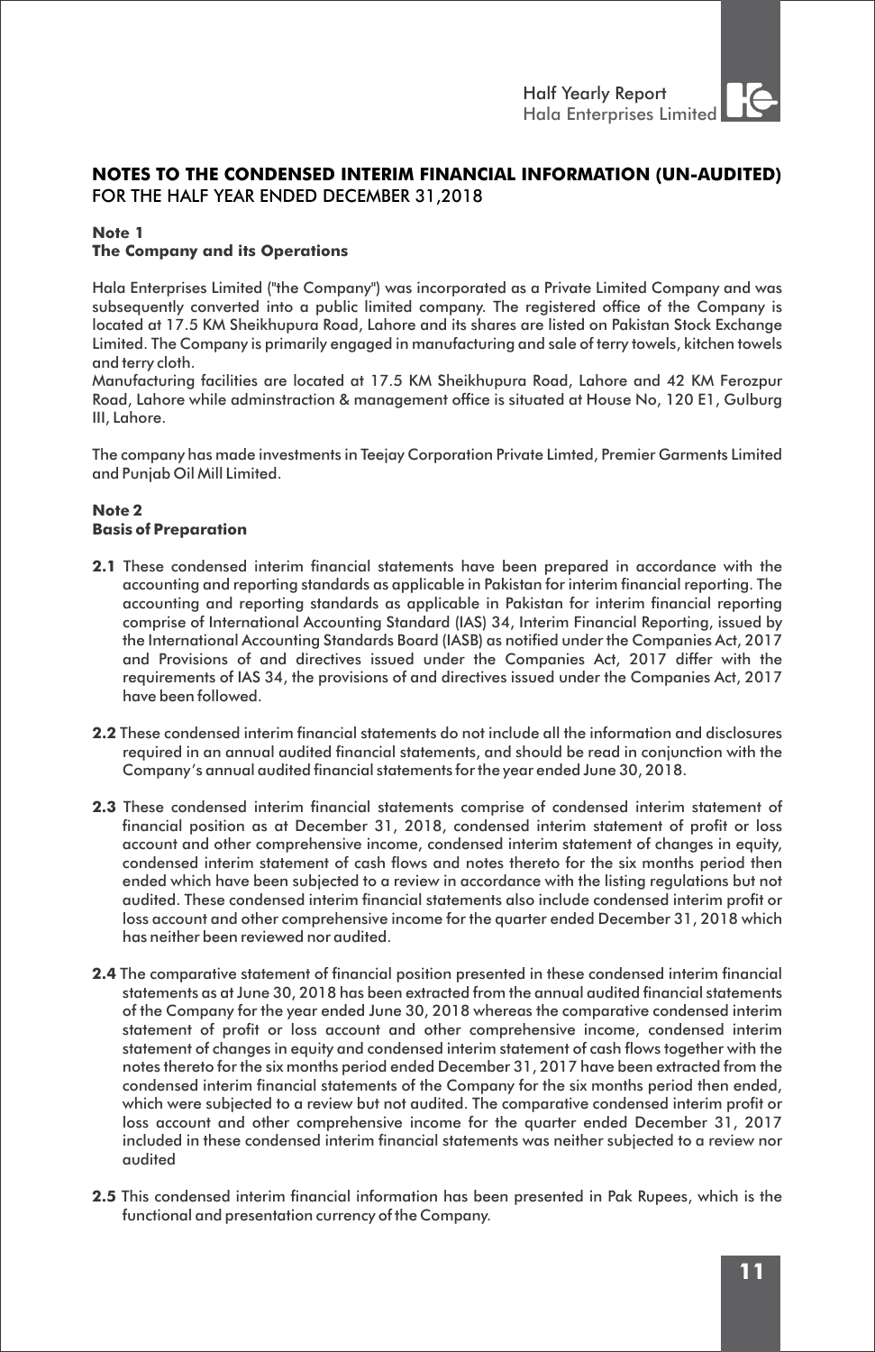## NOTES TO THE CONDENSED INTERIM FINANCIAL INFORMATION (UN-AUDITED)
FOR THE HALF YEAR ENDED DECEMBER 31,2018

### Note 1
### The Company and its Operations

Hala Enterprises Limited ("the Company") was incorporated as a Private Limited Company and was subsequently converted into a public limited company. The registered office of the Company is located at 17.5 KM Sheikhupura Road, Lahore and its shares are listed on Pakistan Stock Exchange Limited. The Company is primarily engaged in manufacturing and sale of terry towels, kitchen towels and terry cloth.

Manufacturing facilities are located at 17.5 KM Sheikhupura Road, Lahore and 42 KM Ferozpur Road, Lahore while adminstraction & management office is situated at House No, 120 E1, Gulburg III, Lahore.

The company has made investments in Teejay Corporation Private Limted, Premier Garments Limited and Punjab Oil Mill Limited.

### Note 2
### Basis of Preparation

**2.1** These condensed interim financial statements have been prepared in accordance with the accounting and reporting standards as applicable in Pakistan for interim financial reporting. The accounting and reporting standards as applicable in Pakistan for interim financial reporting comprise of International Accounting Standard (IAS) 34, Interim Financial Reporting, issued by the International Accounting Standards Board (IASB) as notified under the Companies Act, 2017 and Provisions of and directives issued under the Companies Act, 2017 differ with the requirements of IAS 34, the provisions of and directives issued under the Companies Act, 2017 have been followed.

**2.2** These condensed interim financial statements do not include all the information and disclosures required in an annual audited financial statements, and should be read in conjunction with the Company's annual audited financial statements for the year ended June 30, 2018.

**2.3** These condensed interim financial statements comprise of condensed interim statement of financial position as at December 31, 2018, condensed interim statement of profit or loss account and other comprehensive income, condensed interim statement of changes in equity, condensed interim statement of cash flows and notes thereto for the six months period then ended which have been subjected to a review in accordance with the listing regulations but not audited. These condensed interim financial statements also include condensed interim profit or loss account and other comprehensive income for the quarter ended December 31, 2018 which has neither been reviewed nor audited.

**2.4** The comparative statement of financial position presented in these condensed interim financial statements as at June 30, 2018 has been extracted from the annual audited financial statements of the Company for the year ended June 30, 2018 whereas the comparative condensed interim statement of profit or loss account and other comprehensive income, condensed interim statement of changes in equity and condensed interim statement of cash flows together with the notes thereto for the six months period ended December 31, 2017 have been extracted from the condensed interim financial statements of the Company for the six months period then ended, which were subjected to a review but not audited. The comparative condensed interim profit or loss account and other comprehensive income for the quarter ended December 31, 2017 included in these condensed interim financial statements was neither subjected to a review nor audited

**2.5** This condensed interim financial information has been presented in Pak Rupees, which is the functional and presentation currency of the Company.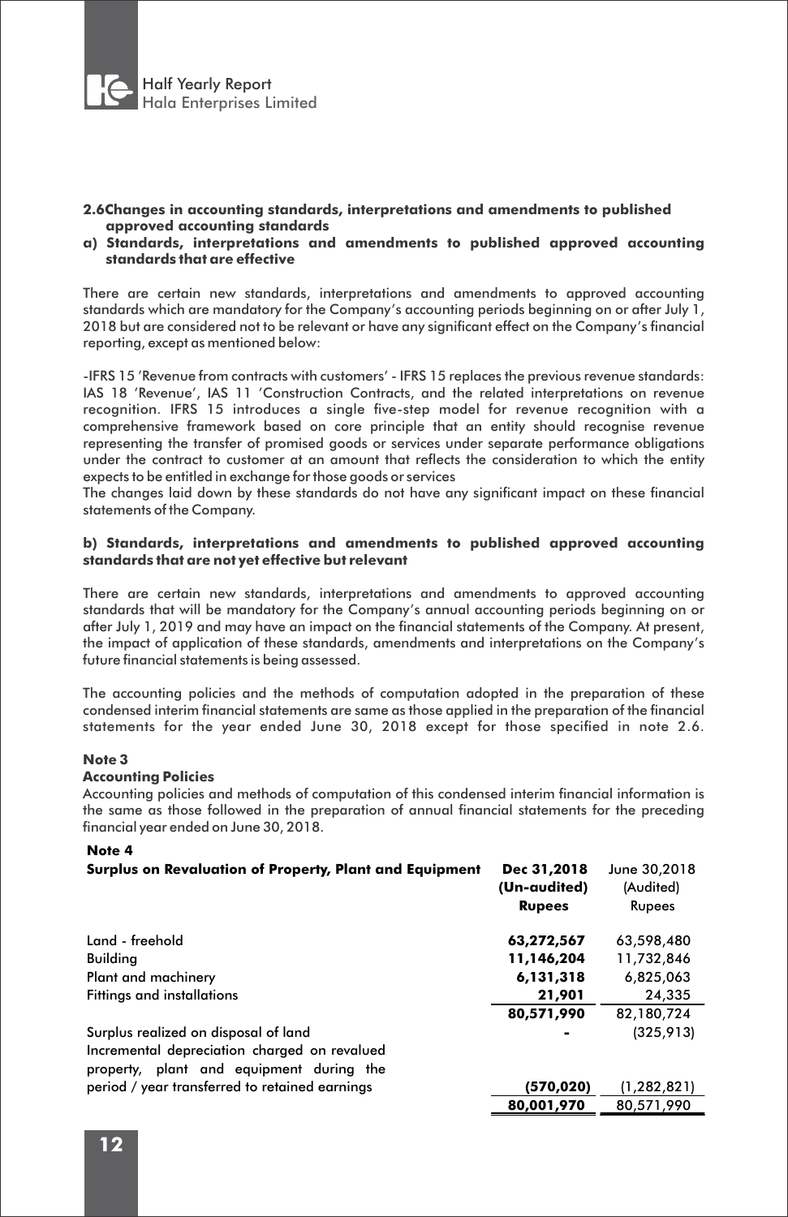**2.6Changes in accounting standards, interpretations and amendments to published approved accounting standards**

**a) Standards, interpretations and amendments to published approved accounting standards that are effective**

There are certain new standards, interpretations and amendments to approved accounting standards which are mandatory for the Company's accounting periods beginning on or after July 1, 2018 but are considered not to be relevant or have any significant effect on the Company's financial reporting, except as mentioned below:

-IFRS 15 'Revenue from contracts with customers' - IFRS 15 replaces the previous revenue standards: IAS 18 'Revenue', IAS 11 'Construction Contracts, and the related interpretations on revenue recognition. IFRS 15 introduces a single five-step model for revenue recognition with a comprehensive framework based on core principle that an entity should recognise revenue representing the transfer of promised goods or services under separate performance obligations under the contract to customer at an amount that reflects the consideration to which the entity expects to be entitled in exchange for those goods or services

The changes laid down by these standards do not have any significant impact on these financial statements of the Company.

**b) Standards, interpretations and amendments to published approved accounting standards that are not yet effective but relevant**

There are certain new standards, interpretations and amendments to approved accounting standards that will be mandatory for the Company's annual accounting periods beginning on or after July 1, 2019 and may have an impact on the financial statements of the Company. At present, the impact of application of these standards, amendments and interpretations on the Company's future financial statements is being assessed.

The accounting policies and the methods of computation adopted in the preparation of these condensed interim financial statements are same as those applied in the preparation of the financial statements for the year ended June 30, 2018 except for those specified in note 2.6.

**Note 3**

**Accounting Policies**

Accounting policies and methods of computation of this condensed interim financial information is the same as those followed in the preparation of annual financial statements for the preceding financial year ended on June 30, 2018.

**Note 4**

| **Surplus on Revaluation of Property, Plant and Equipment** | **Dec 31,2018 (Un-audited) Rupees** | June 30,2018 (Audited) Rupees |
|---|---|---|
| Land - freehold | **63,272,567** | 63,598,480 |
| Building | **11,146,204** | 11,732,846 |
| Plant and machinery | **6,131,318** | 6,825,063 |
| Fittings and installations | **21,901** | 24,335 |
| | **80,571,990** | 82,180,724 |
| Surplus realized on disposal of land | **-** | (325,913) |
| Incremental depreciation charged on revalued property, plant and equipment during the period / year transferred to retained earnings | **(570,020)** | (1,282,821) |
| | **80,001,970** | 80,571,990 |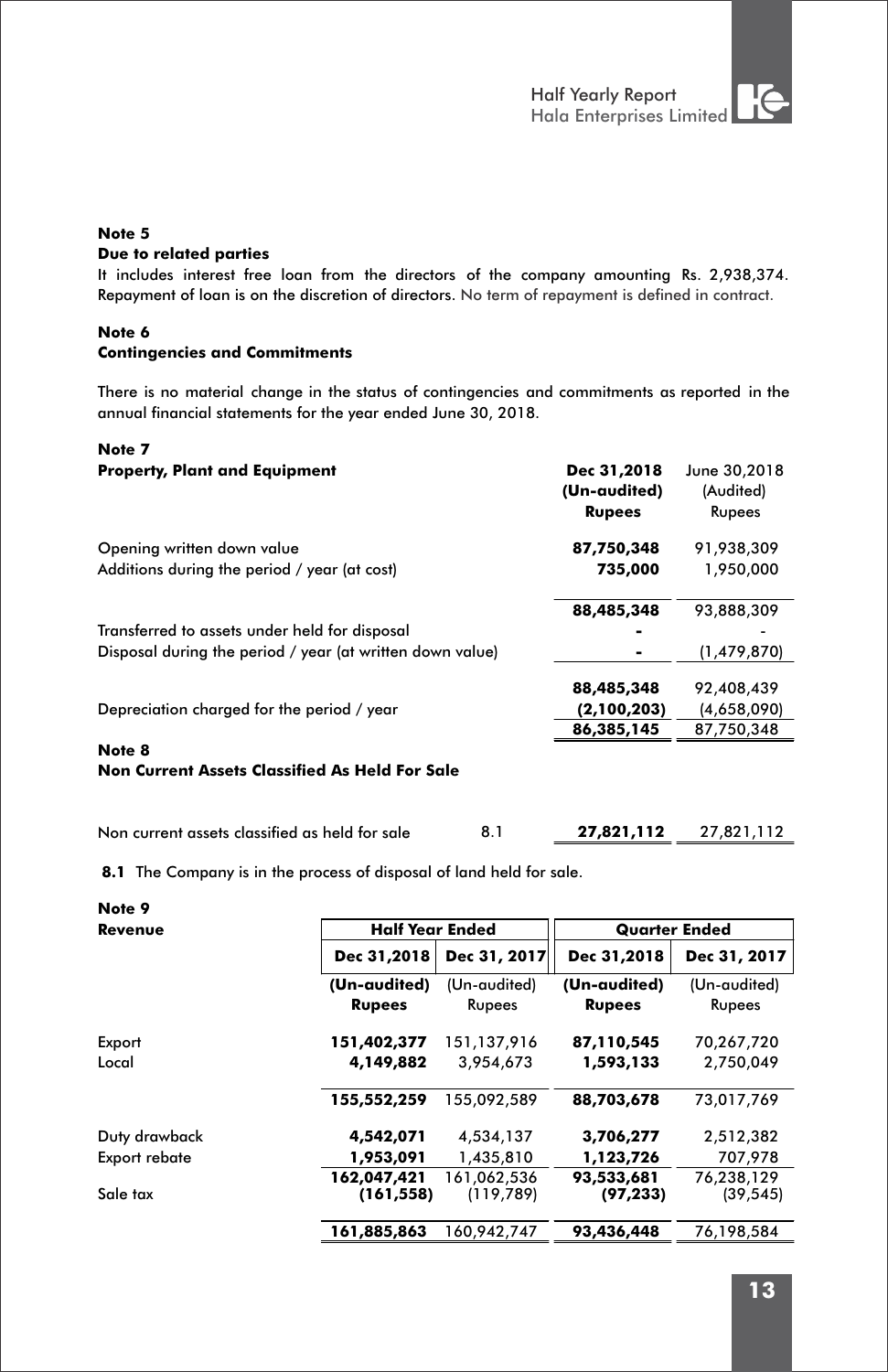**Note 5**
**Due to related parties**

It includes interest free loan from the directors of the company amounting Rs. 2,938,374. Repayment of loan is on the discretion of directors. No term of repayment is defined in contract.

**Note 6**
**Contingencies and Commitments**

There is no material change in the status of contingencies and commitments as reported in the annual financial statements for the year ended June 30, 2018.

**Note 7**
**Property, Plant and Equipment**

| | Dec 31,2018 (Un-audited) Rupees | June 30,2018 (Audited) Rupees |
|---|---|---|
| Opening written down value | **87,750,348** | 91,938,309 |
| Additions during the period / year (at cost) | **735,000** | 1,950,000 |
| | **88,485,348** | 93,888,309 |
| Transferred to assets under held for disposal | **-** | - |
| Disposal during the period / year (at written down value) | **-** | (1,479,870) |
| | **88,485,348** | 92,408,439 |
| Depreciation charged for the period / year | **(2,100,203)** | (4,658,090) |
| | **86,385,145** | 87,750,348 |

**Note 8**
**Non Current Assets Classified As Held For Sale**

| | | Dec 31,2018 | June 30,2018 |
|---|---|---|---|
| Non current assets classified as held for sale | 8.1 | **27,821,112** | 27,821,112 |

**8.1** The Company is in the process of disposal of land held for sale.

**Note 9**
**Revenue**

| | Half Year Ended | | Quarter Ended | |
|---|---|---|---|---|
| | Dec 31,2018 | Dec 31, 2017 | Dec 31,2018 | Dec 31, 2017 |
| | (Un-audited) Rupees | (Un-audited) Rupees | (Un-audited) Rupees | (Un-audited) Rupees |
| Export | **151,402,377** | 151,137,916 | **87,110,545** | 70,267,720 |
| Local | **4,149,882** | 3,954,673 | **1,593,133** | 2,750,049 |
| | **155,552,259** | 155,092,589 | **88,703,678** | 73,017,769 |
| Duty drawback | **4,542,071** | 4,534,137 | **3,706,277** | 2,512,382 |
| Export rebate | **1,953,091** | 1,435,810 | **1,123,726** | 707,978 |
| | **162,047,421** | 161,062,536 | **93,533,681** | 76,238,129 |
| Sale tax | **(161,558)** | (119,789) | **(97,233)** | (39,545) |
| | **161,885,863** | 160,942,747 | **93,436,448** | 76,198,584 |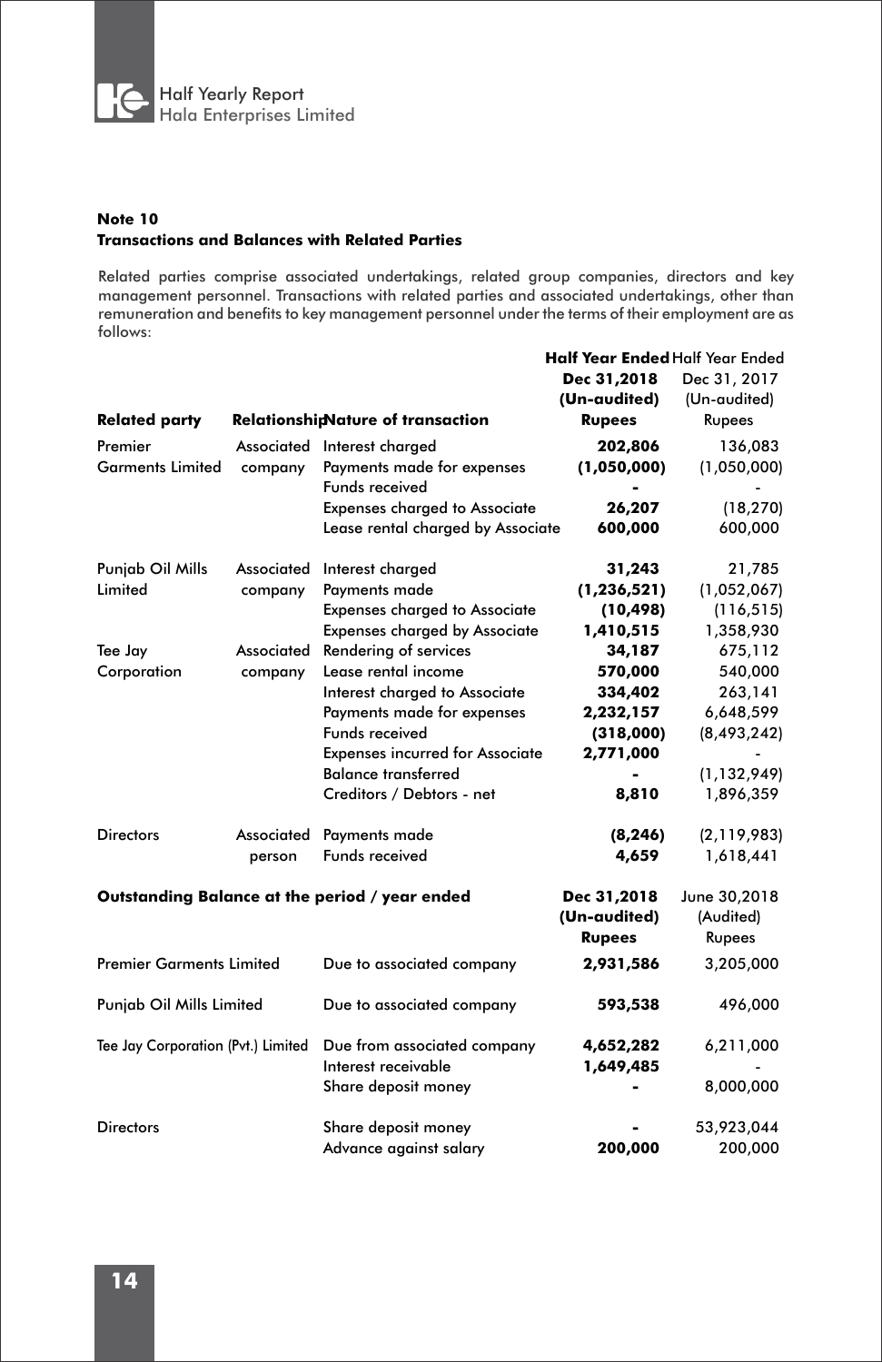**Note 10**
**Transactions and Balances with Related Parties**

Related parties comprise associated undertakings, related group companies, directors and key management personnel. Transactions with related parties and associated undertakings, other than remuneration and benefits to key management personnel under the terms of their employment are as follows:

| Related party | Relationship | Nature of transaction | Half Year Ended Dec 31,2018 (Un-audited) Rupees | Half Year Ended Dec 31, 2017 (Un-audited) Rupees |
|---|---|---|---|---|
| Premier Garments Limited | Associated company | Interest charged | **202,806** | 136,083 |
| | | Payments made for expenses | **(1,050,000)** | (1,050,000) |
| | | Funds received | **-** | - |
| | | Expenses charged to Associate | **26,207** | (18,270) |
| | | Lease rental charged by Associate | **600,000** | 600,000 |
| Punjab Oil Mills Limited | Associated company | Interest charged | **31,243** | 21,785 |
| | | Payments made | **(1,236,521)** | (1,052,067) |
| | | Expenses charged to Associate | **(10,498)** | (116,515) |
| | | Expenses charged by Associate | **1,410,515** | 1,358,930 |
| Tee Jay Corporation | Associated company | Rendering of services | **34,187** | 675,112 |
| | | Lease rental income | **570,000** | 540,000 |
| | | Interest charged to Associate | **334,402** | 263,141 |
| | | Payments made for expenses | **2,232,157** | 6,648,599 |
| | | Funds received | **(318,000)** | (8,493,242) |
| | | Expenses incurred for Associate | **2,771,000** | - |
| | | Balance transferred | **-** | (1,132,949) |
| | | Creditors / Debtors - net | **8,810** | 1,896,359 |
| Directors | Associated person | Payments made | **(8,246)** | (2,119,983) |
| | | Funds received | **4,659** | 1,618,441 |

| Outstanding Balance at the period / year ended | | Dec 31,2018 (Un-audited) Rupees | June 30,2018 (Audited) Rupees |
|---|---|---|---|
| Premier Garments Limited | Due to associated company | **2,931,586** | 3,205,000 |
| Punjab Oil Mills Limited | Due to associated company | **593,538** | 496,000 |
| Tee Jay Corporation (Pvt.) Limited | Due from associated company | **4,652,282** | 6,211,000 |
| | Interest receivable | **1,649,485** | - |
| | Share deposit money | **-** | 8,000,000 |
| Directors | Share deposit money | **-** | 53,923,044 |
| | Advance against salary | **200,000** | 200,000 |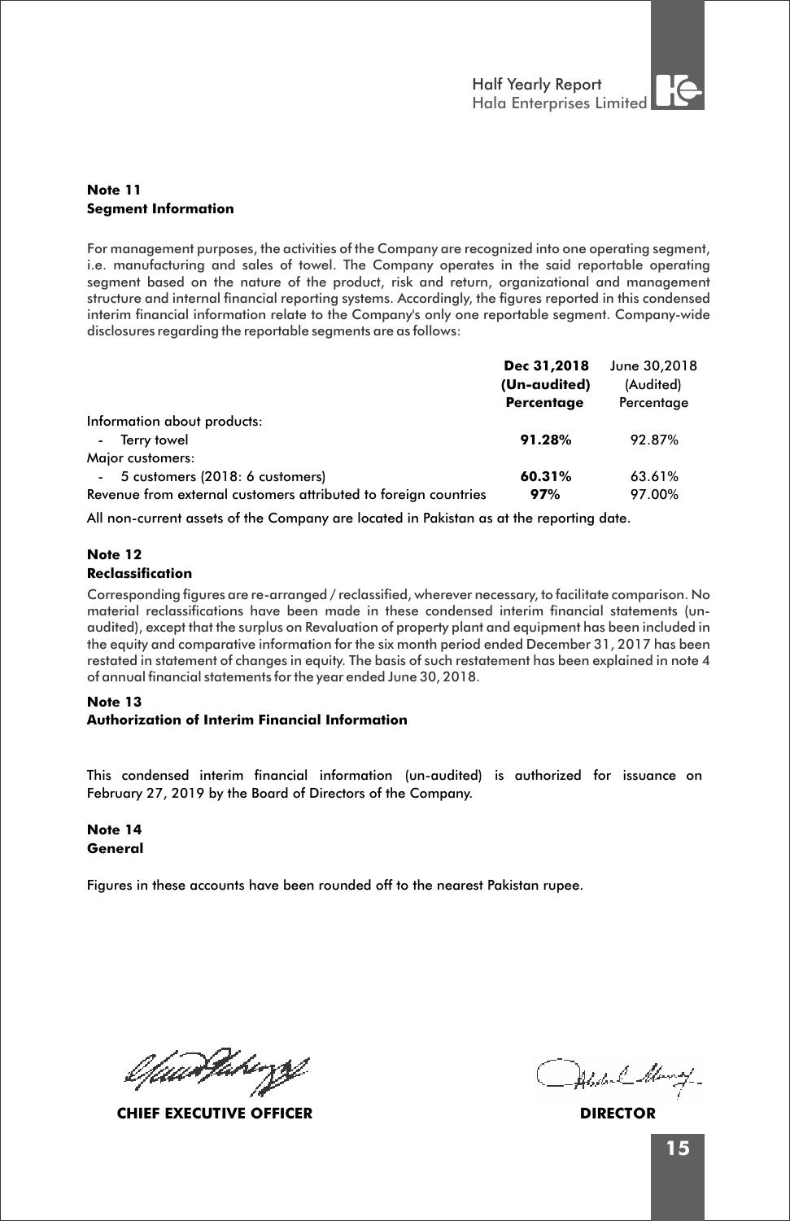**Note 11**
**Segment Information**

For management purposes, the activities of the Company are recognized into one operating segment, i.e. manufacturing and sales of towel. The Company operates in the said reportable operating segment based on the nature of the product, risk and return, organizational and management structure and internal financial reporting systems. Accordingly, the figures reported in this condensed interim financial information relate to the Company's only one reportable segment. Company-wide disclosures regarding the reportable segments are as follows:

| | **Dec 31,2018 (Un-audited) Percentage** | June 30,2018 (Audited) Percentage |
|---|---|---|
| Information about products: | | |
| - Terry towel | **91.28%** | 92.87% |
| Major customers: | | |
| - 5 customers (2018: 6 customers) | **60.31%** | 63.61% |
| Revenue from external customers attributed to foreign countries | **97%** | 97.00% |

All non-current assets of the Company are located in Pakistan as at the reporting date.

**Note 12**
**Reclassification**

Corresponding figures are re-arranged / reclassified, wherever necessary, to facilitate comparison. No material reclassifications have been made in these condensed interim financial statements (un-audited), except that the surplus on Revaluation of property plant and equipment has been included in the equity and comparative information for the six month period ended December 31, 2017 has been restated in statement of changes in equity. The basis of such restatement has been explained in note 4 of annual financial statements for the year ended June 30, 2018.

**Note 13**
**Authorization of Interim Financial Information**

This condensed interim financial information (un-audited) is authorized for issuance on February 27, 2019 by the Board of Directors of the Company.

**Note 14**
**General**

Figures in these accounts have been rounded off to the nearest Pakistan rupee.

**CHIEF EXECUTIVE OFFICER** **DIRECTOR**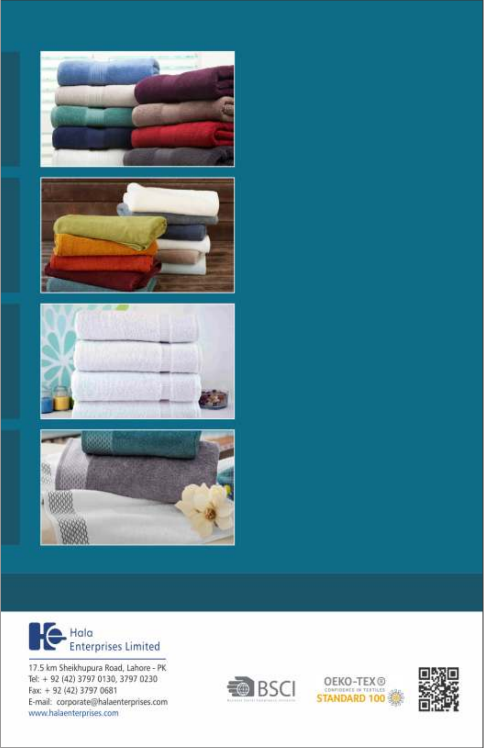Hala Enterprises Limited

17.5 km Sheikhupura Road, Lahore - PK
Tel: + 92 (42) 3797 0130, 3797 0230
Fax: + 92 (42) 3797 0681
E-mail: corporate@halaenterprises.com
www.halaenterprises.com

BSCI

OEKO-TEX®
CONFIDENCE IN TEXTILES
STANDARD 100